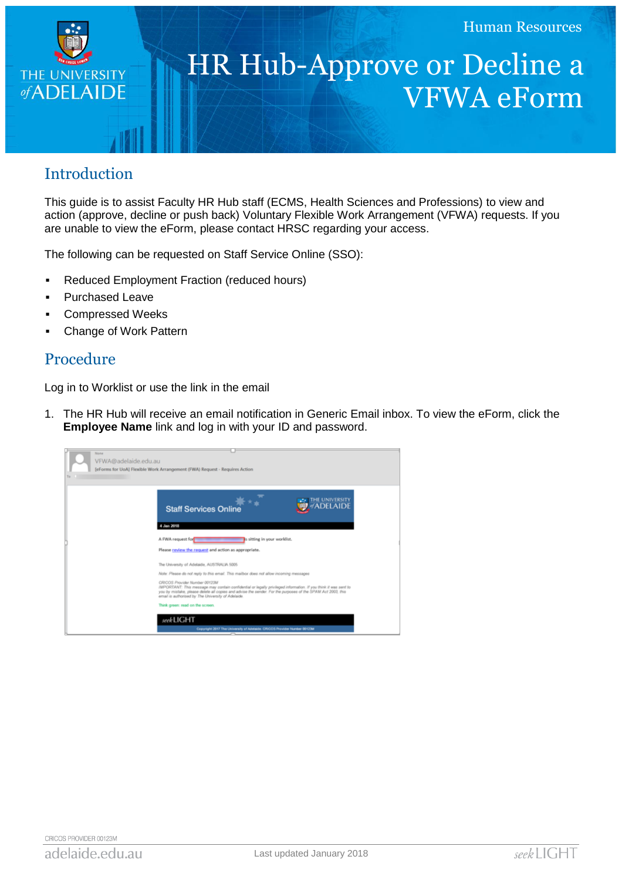Human Resources

# HR Hub-Approve or Decline a VFWA eForm

## Introduction

This guide is to assist Faculty HR Hub staff (ECMS, Health Sciences and Professions) to view and action (approve, decline or push back) Voluntary Flexible Work Arrangement (VFWA) requests. If you are unable to view the eForm, please contact HRSC regarding your access.

The following can be requested on Staff Service Online (SSO):

- Reduced Employment Fraction (reduced hours)
- Purchased Leave
- Compressed Weeks
- Change of Work Pattern

## Procedure

Log in to Worklist or use the link in the email

1. The HR Hub will receive an email notification in Generic Email inbox. To view the eForm, click the **Employee Name** link and log in with your ID and password.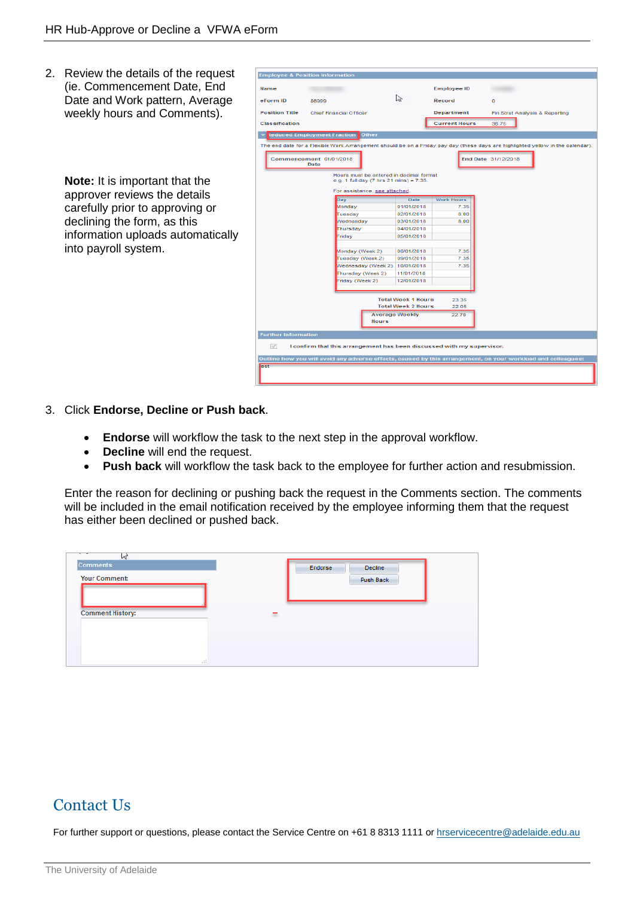2. Review the details of the request (ie. Commencement Date, End Date and Work pattern, Average weekly hours and Comments).

   **Note:** It is important that the approver reviews the details carefully prior to approving or declining the form, as this information uploads automatically into payroll system.

3. Click **Endorse, Decline or Push back**.

   - **Endorse** will workflow the task to the next step in the approval workflow.
   - **Decline** will end the request.
   - **Push back** will workflow the task back to the employee for further action and resubmission.

   Enter the reason for declining or pushing back the request in the Comments section. The comments will be included in the email notification received by the employee informing them that the request has either been declined or pushed back.

## Contact Us

For further support or questions, please contact the Service Centre on +61 8 8313 1111 or hrservicecentre@adelaide.edu.au